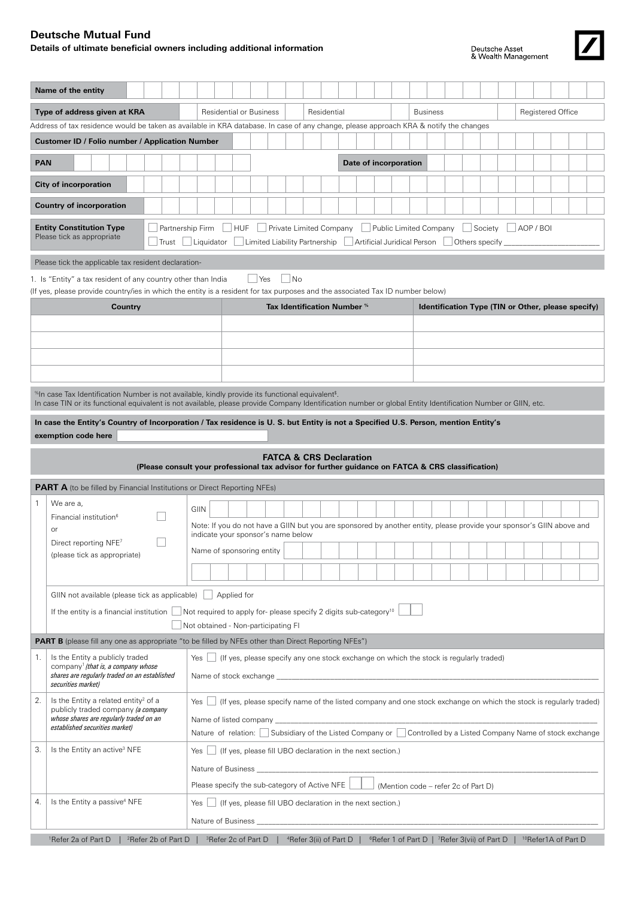# Deutsche Mutual Fund

**Details of ultimate beneficial owners including additional information**

Deutsche Asset & Wealth Management

| **Name of the entity** | |
|---|---|

| **Type of address given at KRA** | ☐ Residential or Business | ☐ Residential | ☐ Business | ☐ Registered Office |
|---|---|---|---|---|

Address of tax residence would be taken as available in KRA database. In case of any change, please approach KRA & notify the changes

| **Customer ID / Folio number / Application Number** | |
|---|---|

| **PAN** | | **Date of incorporation** | |
|---|---|---|---|

| **City of incorporation** | |
|---|---|

| **Country of incorporation** | |
|---|---|

**Entity Constitution Type**
Please tick as appropriate

☐ Partnership Firm ☐ HUF ☐ Private Limited Company ☐ Public Limited Company ☐ Society ☐ AOP / BOI
☐ Trust ☐ Liquidator ☐ Limited Liability Partnership ☐ Artificial Juridical Person ☐ Others specify ____________

Please tick the applicable tax resident declaration-

1. Is "Entity" a tax resident of any country other than India ☐ Yes ☐ No

(If yes, please provide country/ies in which the entity is a resident for tax purposes and the associated Tax ID number below)

| Country | Tax Identification Number % | Identification Type (TIN or Other, please specify) |
|---|---|---|
| | | |
| | | |
| | | |
| | | |

%In case Tax Identification Number is not available, kindly provide its functional equivalent$.
In case TIN or its functional equivalent is not available, please provide Company Identification number or global Entity Identification Number or GIIN, etc.

**In case the Entity's Country of Incorporation / Tax residence is U. S. but Entity is not a Specified U.S. Person, mention Entity's exemption code here** ____________

## FATCA & CRS Declaration

**(Please consult your professional tax advisor for further guidance on FATCA & CRS classification)**

**PART A** (to be filled by Financial Institutions or Direct Reporting NFEs)

| | | |
|---|---|---|
| 1 | We are a, Financial institution[6] ☐ or Direct reporting NFE[7] ☐ (please tick as appropriate) | GIIN ____________ Note: If you do not have a GIIN but you are sponsored by another entity, please provide your sponsor's GIIN above and indicate your sponsor's name below Name of sponsoring entity ____________ |
| | GIIN not available (please tick as applicable) ☐ Applied for | |
| | If the entity is a financial institution ☐ Not required to apply for- please specify 2 digits sub-category[10] ☐☐ ☐ Not obtained - Non-participating FI | |

**PART B** (please fill any one as appropriate "to be filled by NFEs other than Direct Reporting NFEs")

| | | |
|---|---|---|
| 1. | Is the Entity a publicly traded company[1] *(that is, a company whose shares are regularly traded on an established securities market)* | Yes ☐ (If yes, please specify any one stock exchange on which the stock is regularly traded) Name of stock exchange ____________ |
| 2. | Is the Entity a related entity[2] of a publicly traded company *(a company whose shares are regularly traded on an established securities market)* | Yes ☐ (If yes, please specify name of the listed company and one stock exchange on which the stock is regularly traded) Name of listed company ____________ Nature of relation: ☐ Subsidiary of the Listed Company or ☐ Controlled by a Listed Company Name of stock exchange |
| 3. | Is the Entity an active[3] NFE | Yes ☐ (If yes, please fill UBO declaration in the next section.) Nature of Business ____________ Please specify the sub-category of Active NFE ☐☐ (Mention code – refer 2c of Part D) |
| 4. | Is the Entity a passive[4] NFE | Yes ☐ (If yes, please fill UBO declaration in the next section.) Nature of Business ____________ |

[1]Refer 2a of Part D | [2]Refer 2b of Part D | [3]Refer 2c of Part D | [4]Refer 3(ii) of Part D | [6]Refer 1 of Part D | [7]Refer 3(vii) of Part D | [10]Refer1A of Part D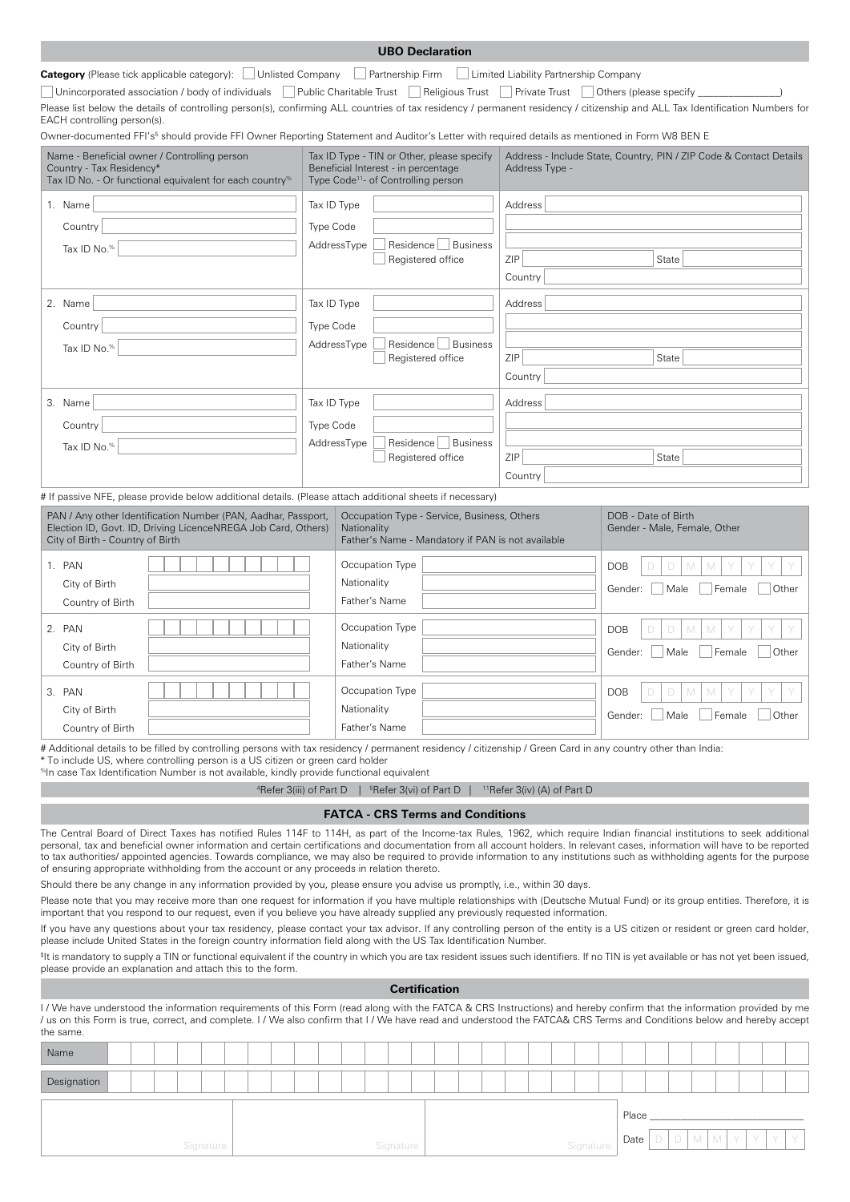## UBO Declaration

**Category** (Please tick applicable category): ☐ Unlisted Company ☐ Partnership Firm ☐ Limited Liability Partnership Company

☐ Unincorporated association / body of individuals ☐ Public Charitable Trust ☐ Religious Trust ☐ Private Trust ☐ Others (please specify _______________)

Please list below the details of controlling person(s), confirming ALL countries of tax residency / permanent residency / citizenship and ALL Tax Identification Numbers for EACH controlling person(s).

Owner-documented FFI's[5] should provide FFI Owner Reporting Statement and Auditor's Letter with required details as mentioned in Form W8 BEN E

| Name - Beneficial owner / Controlling person<br>Country - Tax Residency*<br>Tax ID No. - Or functional equivalent for each country[%] | Tax ID Type - TIN or Other, please specify<br>Beneficial Interest - in percentage<br>Type Code[11]- of Controlling person | Address - Include State, Country, PIN / ZIP Code & Contact Details<br>Address Type - |
|---|---|---|
| 1. Name<br>Country<br>Tax ID No.[%] | Tax ID Type<br>Type Code<br>AddressType ☐ Residence ☐ Business ☐ Registered office | Address<br><br><br>ZIP State<br>Country |
| 2. Name<br>Country<br>Tax ID No.[%] | Tax ID Type<br>Type Code<br>AddressType ☐ Residence ☐ Business ☐ Registered office | Address<br><br><br>ZIP State<br>Country |
| 3. Name<br>Country<br>Tax ID No.[%] | Tax ID Type<br>Type Code<br>AddressType ☐ Residence ☐ Business ☐ Registered office | Address<br><br><br>ZIP State<br>Country |

# If passive NFE, please provide below additional details. (Please attach additional sheets if necessary)

| PAN / Any other Identification Number (PAN, Aadhar, Passport, Election ID, Govt. ID, Driving LicenceNREGA Job Card, Others)<br>City of Birth - Country of Birth | Occupation Type - Service, Business, Others<br>Nationality<br>Father's Name - Mandatory if PAN is not available | DOB - Date of Birth<br>Gender - Male, Female, Other |
|---|---|---|
| 1. PAN<br>City of Birth<br>Country of Birth | Occupation Type<br>Nationality<br>Father's Name | DOB D D M M Y Y Y Y<br>Gender: ☐ Male ☐ Female ☐ Other |
| 2. PAN<br>City of Birth<br>Country of Birth | Occupation Type<br>Nationality<br>Father's Name | DOB D D M M Y Y Y Y<br>Gender: ☐ Male ☐ Female ☐ Other |
| 3. PAN<br>City of Birth<br>Country of Birth | Occupation Type<br>Nationality<br>Father's Name | DOB D D M M Y Y Y Y<br>Gender: ☐ Male ☐ Female ☐ Other |

# Additional details to be filled by controlling persons with tax residency / permanent residency / citizenship / Green Card in any country other than India:

* To include US, where controlling person is a US citizen or green card holder

[%]In case Tax Identification Number is not available, kindly provide functional equivalent

[4]Refer 3(iii) of Part D | [5]Refer 3(vi) of Part D | [11]Refer 3(iv) (A) of Part D

## FATCA - CRS Terms and Conditions

The Central Board of Direct Taxes has notified Rules 114F to 114H, as part of the Income-tax Rules, 1962, which require Indian financial institutions to seek additional personal, tax and beneficial owner information and certain certifications and documentation from all account holders. In relevant cases, information will have to be reported to tax authorities/ appointed agencies. Towards compliance, we may also be required to provide information to any institutions such as withholding agents for the purpose of ensuring appropriate withholding from the account or any proceeds in relation thereto.

Should there be any change in any information provided by you, please ensure you advise us promptly, i.e., within 30 days.

Please note that you may receive more than one request for information if you have multiple relationships with (Deutsche Mutual Fund) or its group entities. Therefore, it is important that you respond to our request, even if you believe you have already supplied any previously requested information.

If you have any questions about your tax residency, please contact your tax advisor. If any controlling person of the entity is a US citizen or resident or green card holder, please include United States in the foreign country information field along with the US Tax Identification Number.

$It is mandatory to supply a TIN or functional equivalent if the country in which you are tax resident issues such identifiers. If no TIN is yet available or has not yet been issued, please provide an explanation and attach this to the form.

## Certification

I / We have understood the information requirements of this Form (read along with the FATCA & CRS Instructions) and hereby confirm that the information provided by me / us on this Form is true, correct, and complete. I / We also confirm that I / We have read and understood the FATCA& CRS Terms and Conditions below and hereby accept the same.

Name

Designation

| | | | |
|---|---|---|---|
| Signature | Signature | Signature | Place ______________<br>Date D D M M Y Y Y Y |